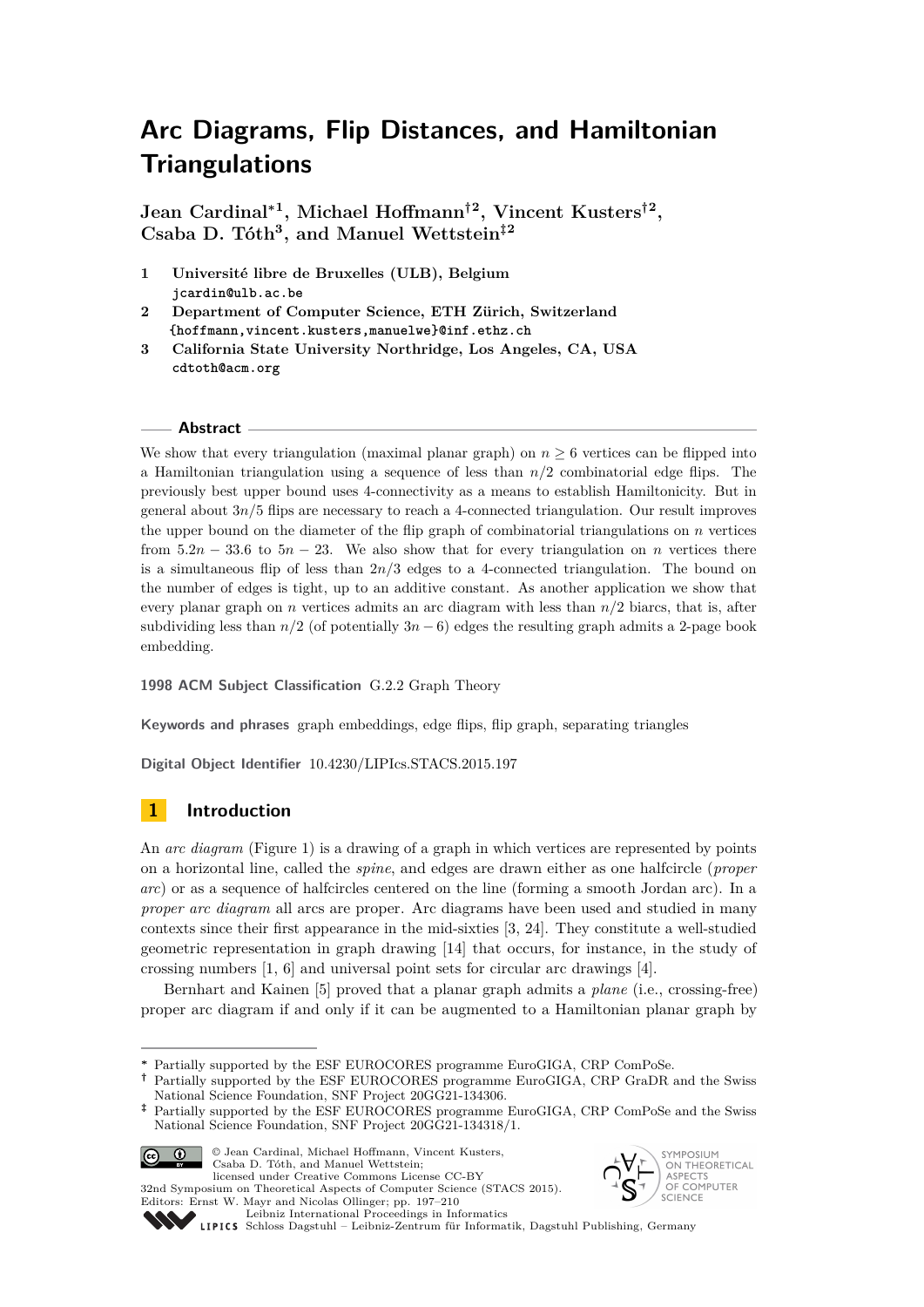# Arc Diagrams, Flip Distances, and Hamiltonian Triangulations

**Jean Cardinal*[1], Michael Hoffmann†[2], Vincent Kusters†[2], Csaba D. Tóth[3], and Manuel Wettstein‡[2]**

1. **Université libre de Bruxelles (ULB), Belgium**
   `jcardin@ulb.ac.be`
2. **Department of Computer Science, ETH Zürich, Switzerland**
   `{hoffmann,vincent.kusters,manuelwe}@inf.ethz.ch`
3. **California State University Northridge, Los Angeles, CA, USA**
   `cdtoth@acm.org`

## Abstract

We show that every triangulation (maximal planar graph) on $n \geq 6$ vertices can be flipped into a Hamiltonian triangulation using a sequence of less than $n/2$ combinatorial edge flips. The previously best upper bound uses 4-connectivity as a means to establish Hamiltonicity. But in general about $3n/5$ flips are necessary to reach a 4-connected triangulation. Our result improves the upper bound on the diameter of the flip graph of combinatorial triangulations on $n$ vertices from $5.2n - 33.6$ to $5n - 23$. We also show that for every triangulation on $n$ vertices there is a simultaneous flip of less than $2n/3$ edges to a 4-connected triangulation. The bound on the number of edges is tight, up to an additive constant. As another application we show that every planar graph on $n$ vertices admits an arc diagram with less than $n/2$ biarcs, that is, after subdividing less than $n/2$ (of potentially $3n - 6$) edges the resulting graph admits a 2-page book embedding.

**1998 ACM Subject Classification** G.2.2 Graph Theory

**Keywords and phrases** graph embeddings, edge flips, flip graph, separating triangles

**Digital Object Identifier** 10.4230/LIPIcs.STACS.2015.197

## 1 Introduction

An *arc diagram* (Figure 1) is a drawing of a graph in which vertices are represented by points on a horizontal line, called the *spine*, and edges are drawn either as one halfcircle (*proper arc*) or as a sequence of halfcircles centered on the line (forming a smooth Jordan arc). In a *proper arc diagram* all arcs are proper. Arc diagrams have been used and studied in many contexts since their first appearance in the mid-sixties [3, 24]. They constitute a well-studied geometric representation in graph drawing [14] that occurs, for instance, in the study of crossing numbers [1, 6] and universal point sets for circular arc drawings [4].

Bernhart and Kainen [5] proved that a planar graph admits a *plane* (i.e., crossing-free) proper arc diagram if and only if it can be augmented to a Hamiltonian planar graph by

---

\* Partially supported by the ESF EUROCORES programme EuroGIGA, CRP ComPoSe.

† Partially supported by the ESF EUROCORES programme EuroGIGA, CRP GraDR and the Swiss National Science Foundation, SNF Project 20GG21-134306.

‡ Partially supported by the ESF EUROCORES programme EuroGIGA, CRP ComPoSe and the Swiss National Science Foundation, SNF Project 20GG21-134318/1.

© Jean Cardinal, Michael Hoffmann, Vincent Kusters, Csaba D. Tóth, and Manuel Wettstein; licensed under Creative Commons License CC-BY
32nd Symposium on Theoretical Aspects of Computer Science (STACS 2015).
Editors: Ernst W. Mayr and Nicolas Ollinger; pp. 197–210
Leibniz International Proceedings in Informatics
Schloss Dagstuhl – Leibniz-Zentrum für Informatik, Dagstuhl Publishing, Germany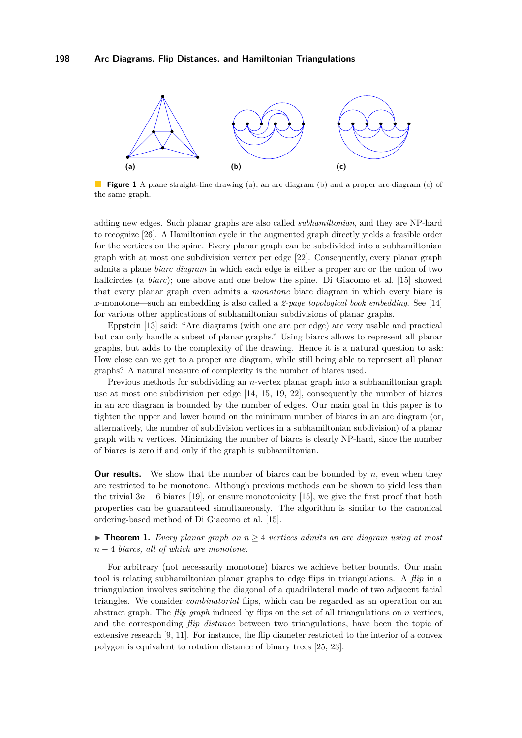**Figure 1** A plane straight-line drawing (a), an arc diagram (b) and a proper arc-diagram (c) of the same graph.

adding new edges. Such planar graphs are also called *subhamiltonian*, and they are NP-hard to recognize [26]. A Hamiltonian cycle in the augmented graph directly yields a feasible order for the vertices on the spine. Every planar graph can be subdivided into a subhamiltonian graph with at most one subdivision vertex per edge [22]. Consequently, every planar graph admits a plane *biarc diagram* in which each edge is either a proper arc or the union of two halfcircles (a *biarc*); one above and one below the spine. Di Giacomo et al. [15] showed that every planar graph even admits a *monotone* biarc diagram in which every biarc is $x$-monotone—such an embedding is also called a *2-page topological book embedding*. See [14] for various other applications of subhamiltonian subdivisions of planar graphs.

Eppstein [13] said: "Arc diagrams (with one arc per edge) are very usable and practical but can only handle a subset of planar graphs." Using biarcs allows to represent all planar graphs, but adds to the complexity of the drawing. Hence it is a natural question to ask: How close can we get to a proper arc diagram, while still being able to represent all planar graphs? A natural measure of complexity is the number of biarcs used.

Previous methods for subdividing an $n$-vertex planar graph into a subhamiltonian graph use at most one subdivision per edge [14, 15, 19, 22], consequently the number of biarcs in an arc diagram is bounded by the number of edges. Our main goal in this paper is to tighten the upper and lower bound on the minimum number of biarcs in an arc diagram (or, alternatively, the number of subdivision vertices in a subhamiltonian subdivision) of a planar graph with $n$ vertices. Minimizing the number of biarcs is clearly NP-hard, since the number of biarcs is zero if and only if the graph is subhamiltonian.

**Our results.** We show that the number of biarcs can be bounded by $n$, even when they are restricted to be monotone. Although previous methods can be shown to yield less than the trivial $3n-6$ biarcs [19], or ensure monotonicity [15], we give the first proof that both properties can be guaranteed simultaneously. The algorithm is similar to the canonical ordering-based method of Di Giacomo et al. [15].

▶ **Theorem 1.** *Every planar graph on $n \geq 4$ vertices admits an arc diagram using at most $n-4$ biarcs, all of which are monotone.*

For arbitrary (not necessarily monotone) biarcs we achieve better bounds. Our main tool is relating subhamiltonian planar graphs to edge flips in triangulations. A *flip* in a triangulation involves switching the diagonal of a quadrilateral made of two adjacent facial triangles. We consider *combinatorial* flips, which can be regarded as an operation on an abstract graph. The *flip graph* induced by flips on the set of all triangulations on $n$ vertices, and the corresponding *flip distance* between two triangulations, have been the topic of extensive research [9, 11]. For instance, the flip diameter restricted to the interior of a convex polygon is equivalent to rotation distance of binary trees [25, 23].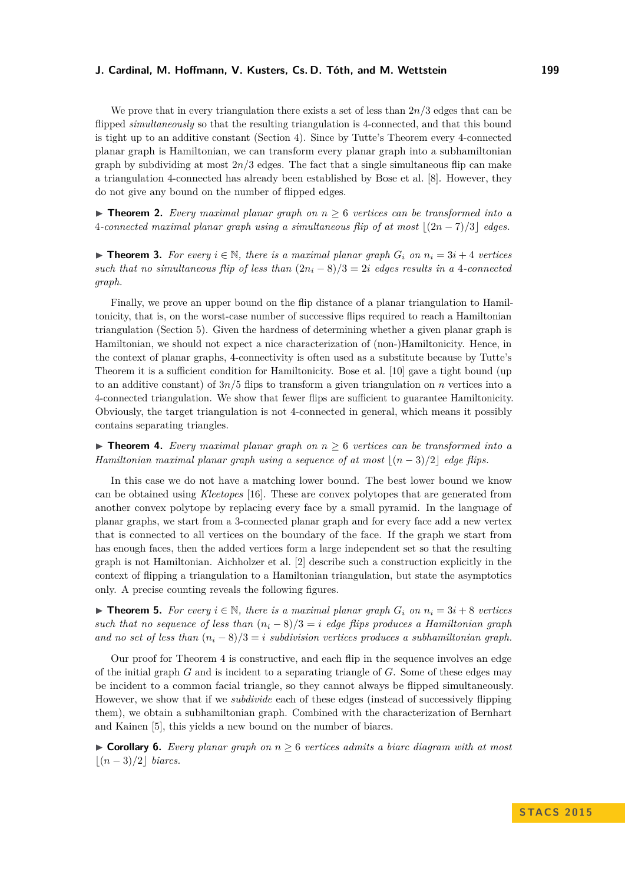We prove that in every triangulation there exists a set of less than $2n/3$ edges that can be flipped *simultaneously* so that the resulting triangulation is 4-connected, and that this bound is tight up to an additive constant (Section 4). Since by Tutte's Theorem every 4-connected planar graph is Hamiltonian, we can transform every planar graph into a subhamiltonian graph by subdividing at most $2n/3$ edges. The fact that a single simultaneous flip can make a triangulation 4-connected has already been established by Bose et al. [8]. However, they do not give any bound on the number of flipped edges.

▶ **Theorem 2.** *Every maximal planar graph on $n \geq 6$ vertices can be transformed into a 4-connected maximal planar graph using a simultaneous flip of at most $\lfloor (2n-7)/3 \rfloor$ edges.*

▶ **Theorem 3.** *For every $i \in \mathbb{N}$, there is a maximal planar graph $G_i$ on $n_i = 3i + 4$ vertices such that no simultaneous flip of less than $(2n_i - 8)/3 = 2i$ edges results in a 4-connected graph.*

Finally, we prove an upper bound on the flip distance of a planar triangulation to Hamiltonicity, that is, on the worst-case number of successive flips required to reach a Hamiltonian triangulation (Section 5). Given the hardness of determining whether a given planar graph is Hamiltonian, we should not expect a nice characterization of (non-)Hamiltonicity. Hence, in the context of planar graphs, 4-connectivity is often used as a substitute because by Tutte's Theorem it is a sufficient condition for Hamiltonicity. Bose et al. [10] gave a tight bound (up to an additive constant) of $3n/5$ flips to transform a given triangulation on $n$ vertices into a 4-connected triangulation. We show that fewer flips are sufficient to guarantee Hamiltonicity. Obviously, the target triangulation is not 4-connected in general, which means it possibly contains separating triangles.

▶ **Theorem 4.** *Every maximal planar graph on $n \geq 6$ vertices can be transformed into a Hamiltonian maximal planar graph using a sequence of at most $\lfloor (n-3)/2 \rfloor$ edge flips.*

In this case we do not have a matching lower bound. The best lower bound we know can be obtained using *Kleetopes* [16]. These are convex polytopes that are generated from another convex polytope by replacing every face by a small pyramid. In the language of planar graphs, we start from a 3-connected planar graph and for every face add a new vertex that is connected to all vertices on the boundary of the face. If the graph we start from has enough faces, then the added vertices form a large independent set so that the resulting graph is not Hamiltonian. Aichholzer et al. [2] describe such a construction explicitly in the context of flipping a triangulation to a Hamiltonian triangulation, but state the asymptotics only. A precise counting reveals the following figures.

▶ **Theorem 5.** *For every $i \in \mathbb{N}$, there is a maximal planar graph $G_i$ on $n_i = 3i + 8$ vertices such that no sequence of less than $(n_i - 8)/3 = i$ edge flips produces a Hamiltonian graph and no set of less than $(n_i - 8)/3 = i$ subdivision vertices produces a subhamiltonian graph.*

Our proof for Theorem 4 is constructive, and each flip in the sequence involves an edge of the initial graph $G$ and is incident to a separating triangle of $G$. Some of these edges may be incident to a common facial triangle, so they cannot always be flipped simultaneously. However, we show that if we *subdivide* each of these edges (instead of successively flipping them), we obtain a subhamiltonian graph. Combined with the characterization of Bernhart and Kainen [5], this yields a new bound on the number of biarcs.

▶ **Corollary 6.** *Every planar graph on $n \geq 6$ vertices admits a biarc diagram with at most $\lfloor (n-3)/2 \rfloor$ biarcs.*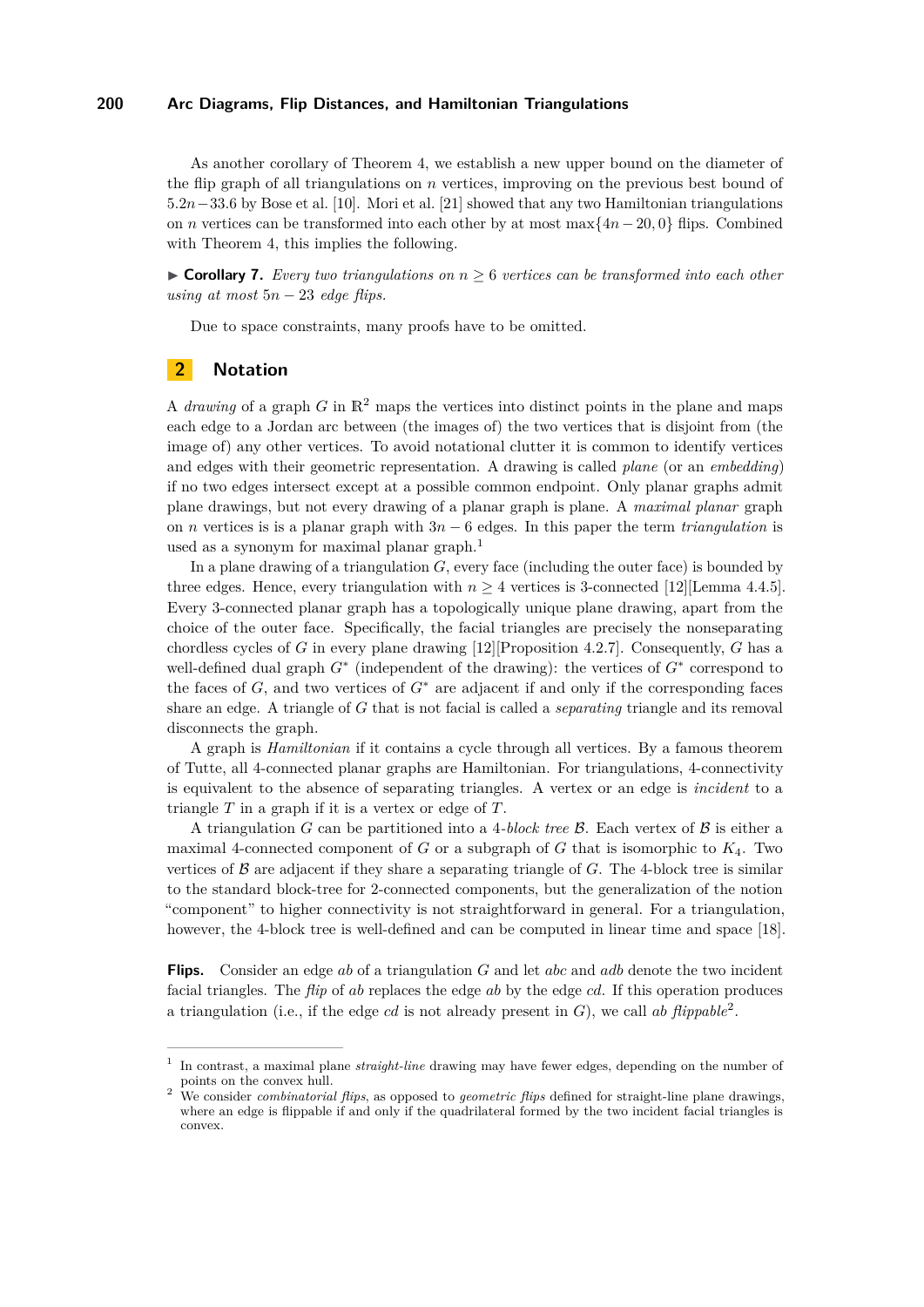As another corollary of Theorem 4, we establish a new upper bound on the diameter of the flip graph of all triangulations on $n$ vertices, improving on the previous best bound of $5.2n - 33.6$ by Bose et al. [10]. Mori et al. [21] showed that any two Hamiltonian triangulations on $n$ vertices can be transformed into each other by at most $\max\{4n - 20, 0\}$ flips. Combined with Theorem 4, this implies the following.

▶ **Corollary 7.** *Every two triangulations on $n \geq 6$ vertices can be transformed into each other using at most $5n - 23$ edge flips.*

Due to space constraints, many proofs have to be omitted.

## 2 Notation

A *drawing* of a graph $G$ in $\mathbb{R}^2$ maps the vertices into distinct points in the plane and maps each edge to a Jordan arc between (the images of) the two vertices that is disjoint from (the image of) any other vertices. To avoid notational clutter it is common to identify vertices and edges with their geometric representation. A drawing is called *plane* (or an *embedding*) if no two edges intersect except at a possible common endpoint. Only planar graphs admit plane drawings, but not every drawing of a planar graph is plane. A *maximal planar* graph on $n$ vertices is is a planar graph with $3n - 6$ edges. In this paper the term *triangulation* is used as a synonym for maximal planar graph.[1]

In a plane drawing of a triangulation $G$, every face (including the outer face) is bounded by three edges. Hence, every triangulation with $n \geq 4$ vertices is 3-connected [12][Lemma 4.4.5]. Every 3-connected planar graph has a topologically unique plane drawing, apart from the choice of the outer face. Specifically, the facial triangles are precisely the nonseparating chordless cycles of $G$ in every plane drawing [12][Proposition 4.2.7]. Consequently, $G$ has a well-defined dual graph $G^*$ (independent of the drawing): the vertices of $G^*$ correspond to the faces of $G$, and two vertices of $G^*$ are adjacent if and only if the corresponding faces share an edge. A triangle of $G$ that is not facial is called a *separating* triangle and its removal disconnects the graph.

A graph is *Hamiltonian* if it contains a cycle through all vertices. By a famous theorem of Tutte, all 4-connected planar graphs are Hamiltonian. For triangulations, 4-connectivity is equivalent to the absence of separating triangles. A vertex or an edge is *incident* to a triangle $T$ in a graph if it is a vertex or edge of $T$.

A triangulation $G$ can be partitioned into a 4-*block tree* $\mathcal{B}$. Each vertex of $\mathcal{B}$ is either a maximal 4-connected component of $G$ or a subgraph of $G$ that is isomorphic to $K_4$. Two vertices of $\mathcal{B}$ are adjacent if they share a separating triangle of $G$. The 4-block tree is similar to the standard block-tree for 2-connected components, but the generalization of the notion "component" to higher connectivity is not straightforward in general. For a triangulation, however, the 4-block tree is well-defined and can be computed in linear time and space [18].

**Flips.** Consider an edge $ab$ of a triangulation $G$ and let $abc$ and $adb$ denote the two incident facial triangles. The *flip* of $ab$ replaces the edge $ab$ by the edge $cd$. If this operation produces a triangulation (i.e., if the edge $cd$ is not already present in $G$), we call $ab$ *flippable*[2].

---

[1] In contrast, a maximal plane *straight-line* drawing may have fewer edges, depending on the number of points on the convex hull.

[2] We consider *combinatorial flips*, as opposed to *geometric flips* defined for straight-line plane drawings, where an edge is flippable if and only if the quadrilateral formed by the two incident facial triangles is convex.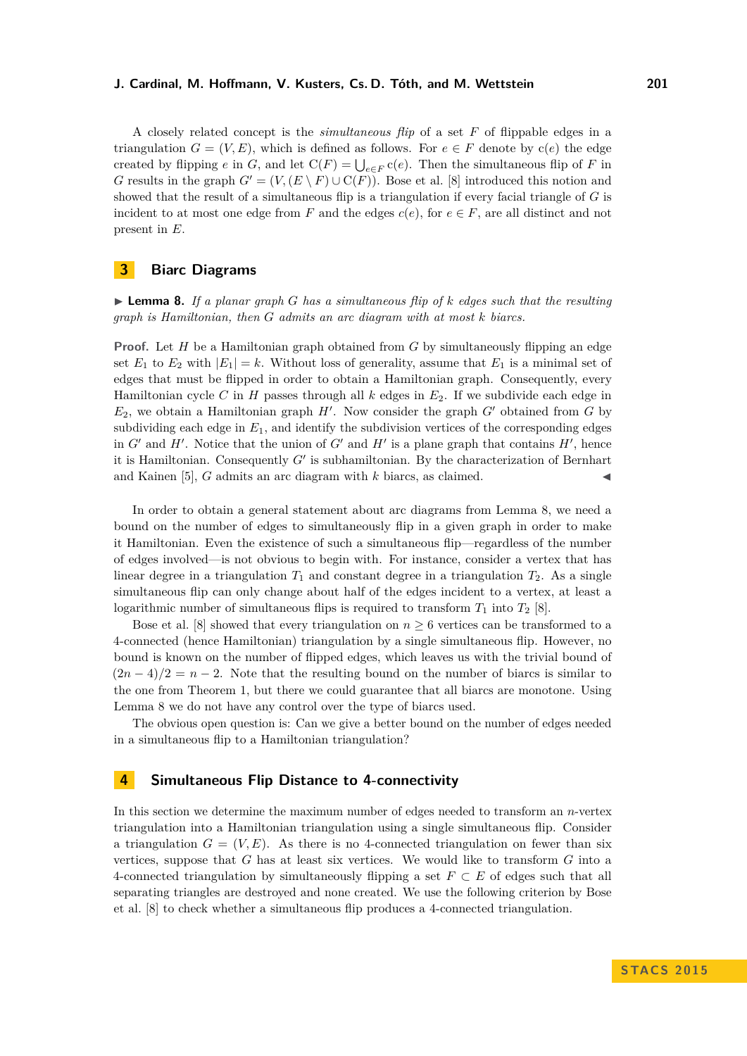A closely related concept is the *simultaneous flip* of a set $F$ of flippable edges in a triangulation $G = (V, E)$, which is defined as follows. For $e \in F$ denote by $\mathrm{c}(e)$ the edge created by flipping $e$ in $G$, and let $\mathrm{C}(F) = \bigcup_{e \in F} \mathrm{c}(e)$. Then the simultaneous flip of $F$ in $G$ results in the graph $G' = (V, (E \setminus F) \cup \mathrm{C}(F))$. Bose et al. [8] introduced this notion and showed that the result of a simultaneous flip is a triangulation if every facial triangle of $G$ is incident to at most one edge from $F$ and the edges $c(e)$, for $e \in F$, are all distinct and not present in $E$.

## 3 Biarc Diagrams

▶ **Lemma 8.** *If a planar graph $G$ has a simultaneous flip of $k$ edges such that the resulting graph is Hamiltonian, then $G$ admits an arc diagram with at most $k$ biarcs.*

**Proof.** Let $H$ be a Hamiltonian graph obtained from $G$ by simultaneously flipping an edge set $E_1$ to $E_2$ with $|E_1| = k$. Without loss of generality, assume that $E_1$ is a minimal set of edges that must be flipped in order to obtain a Hamiltonian graph. Consequently, every Hamiltonian cycle $C$ in $H$ passes through all $k$ edges in $E_2$. If we subdivide each edge in $E_2$, we obtain a Hamiltonian graph $H'$. Now consider the graph $G'$ obtained from $G$ by subdividing each edge in $E_1$, and identify the subdivision vertices of the corresponding edges in $G'$ and $H'$. Notice that the union of $G'$ and $H'$ is a plane graph that contains $H'$, hence it is Hamiltonian. Consequently $G'$ is subhamiltonian. By the characterization of Bernhart and Kainen [5], $G$ admits an arc diagram with $k$ biarcs, as claimed. ◀

In order to obtain a general statement about arc diagrams from Lemma 8, we need a bound on the number of edges to simultaneously flip in a given graph in order to make it Hamiltonian. Even the existence of such a simultaneous flip—regardless of the number of edges involved—is not obvious to begin with. For instance, consider a vertex that has linear degree in a triangulation $T_1$ and constant degree in a triangulation $T_2$. As a single simultaneous flip can only change about half of the edges incident to a vertex, at least a logarithmic number of simultaneous flips is required to transform $T_1$ into $T_2$ [8].

Bose et al. [8] showed that every triangulation on $n \geq 6$ vertices can be transformed to a 4-connected (hence Hamiltonian) triangulation by a single simultaneous flip. However, no bound is known on the number of flipped edges, which leaves us with the trivial bound of $(2n - 4)/2 = n - 2$. Note that the resulting bound on the number of biarcs is similar to the one from Theorem 1, but there we could guarantee that all biarcs are monotone. Using Lemma 8 we do not have any control over the type of biarcs used.

The obvious open question is: Can we give a better bound on the number of edges needed in a simultaneous flip to a Hamiltonian triangulation?

## 4 Simultaneous Flip Distance to 4-connectivity

In this section we determine the maximum number of edges needed to transform an $n$-vertex triangulation into a Hamiltonian triangulation using a single simultaneous flip. Consider a triangulation $G = (V, E)$. As there is no 4-connected triangulation on fewer than six vertices, suppose that $G$ has at least six vertices. We would like to transform $G$ into a 4-connected triangulation by simultaneously flipping a set $F \subset E$ of edges such that all separating triangles are destroyed and none created. We use the following criterion by Bose et al. [8] to check whether a simultaneous flip produces a 4-connected triangulation.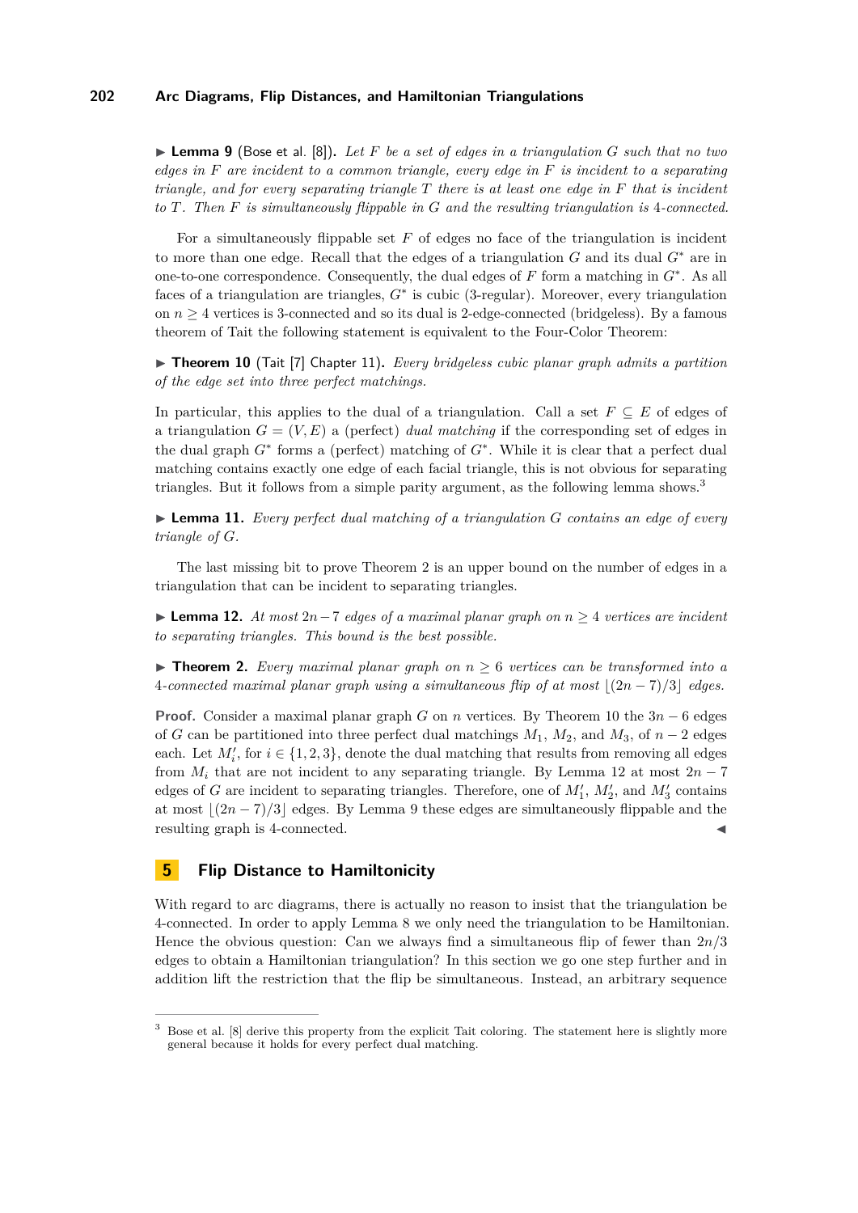▶ **Lemma 9** (Bose et al. [8])**.** *Let $F$ be a set of edges in a triangulation $G$ such that no two edges in $F$ are incident to a common triangle, every edge in $F$ is incident to a separating triangle, and for every separating triangle $T$ there is at least one edge in $F$ that is incident to $T$. Then $F$ is simultaneously flippable in $G$ and the resulting triangulation is 4-connected.*

For a simultaneously flippable set $F$ of edges no face of the triangulation is incident to more than one edge. Recall that the edges of a triangulation $G$ and its dual $G^*$ are in one-to-one correspondence. Consequently, the dual edges of $F$ form a matching in $G^*$. As all faces of a triangulation are triangles, $G^*$ is cubic (3-regular). Moreover, every triangulation on $n \geq 4$ vertices is 3-connected and so its dual is 2-edge-connected (bridgeless). By a famous theorem of Tait the following statement is equivalent to the Four-Color Theorem:

▶ **Theorem 10** (Tait [7] Chapter 11)**.** *Every bridgeless cubic planar graph admits a partition of the edge set into three perfect matchings.*

In particular, this applies to the dual of a triangulation. Call a set $F \subseteq E$ of edges of a triangulation $G = (V, E)$ a (perfect) *dual matching* if the corresponding set of edges in the dual graph $G^*$ forms a (perfect) matching of $G^*$. While it is clear that a perfect dual matching contains exactly one edge of each facial triangle, this is not obvious for separating triangles. But it follows from a simple parity argument, as the following lemma shows.[3]

▶ **Lemma 11.** *Every perfect dual matching of a triangulation $G$ contains an edge of every triangle of $G$.*

The last missing bit to prove Theorem 2 is an upper bound on the number of edges in a triangulation that can be incident to separating triangles.

▶ **Lemma 12.** *At most $2n-7$ edges of a maximal planar graph on $n \geq 4$ vertices are incident to separating triangles. This bound is the best possible.*

▶ **Theorem 2.** *Every maximal planar graph on $n \geq 6$ vertices can be transformed into a 4-connected maximal planar graph using a simultaneous flip of at most $\lfloor (2n-7)/3 \rfloor$ edges.*

**Proof.** Consider a maximal planar graph $G$ on $n$ vertices. By Theorem 10 the $3n-6$ edges of $G$ can be partitioned into three perfect dual matchings $M_1$, $M_2$, and $M_3$, of $n-2$ edges each. Let $M_i'$, for $i \in \{1, 2, 3\}$, denote the dual matching that results from removing all edges from $M_i$ that are not incident to any separating triangle. By Lemma 12 at most $2n-7$ edges of $G$ are incident to separating triangles. Therefore, one of $M_1'$, $M_2'$, and $M_3'$ contains at most $\lfloor (2n-7)/3 \rfloor$ edges. By Lemma 9 these edges are simultaneously flippable and the resulting graph is 4-connected. ◀

## 5 Flip Distance to Hamiltonicity

With regard to arc diagrams, there is actually no reason to insist that the triangulation be 4-connected. In order to apply Lemma 8 we only need the triangulation to be Hamiltonian. Hence the obvious question: Can we always find a simultaneous flip of fewer than $2n/3$ edges to obtain a Hamiltonian triangulation? In this section we go one step further and in addition lift the restriction that the flip be simultaneous. Instead, an arbitrary sequence

[3] Bose et al. [8] derive this property from the explicit Tait coloring. The statement here is slightly more general because it holds for every perfect dual matching.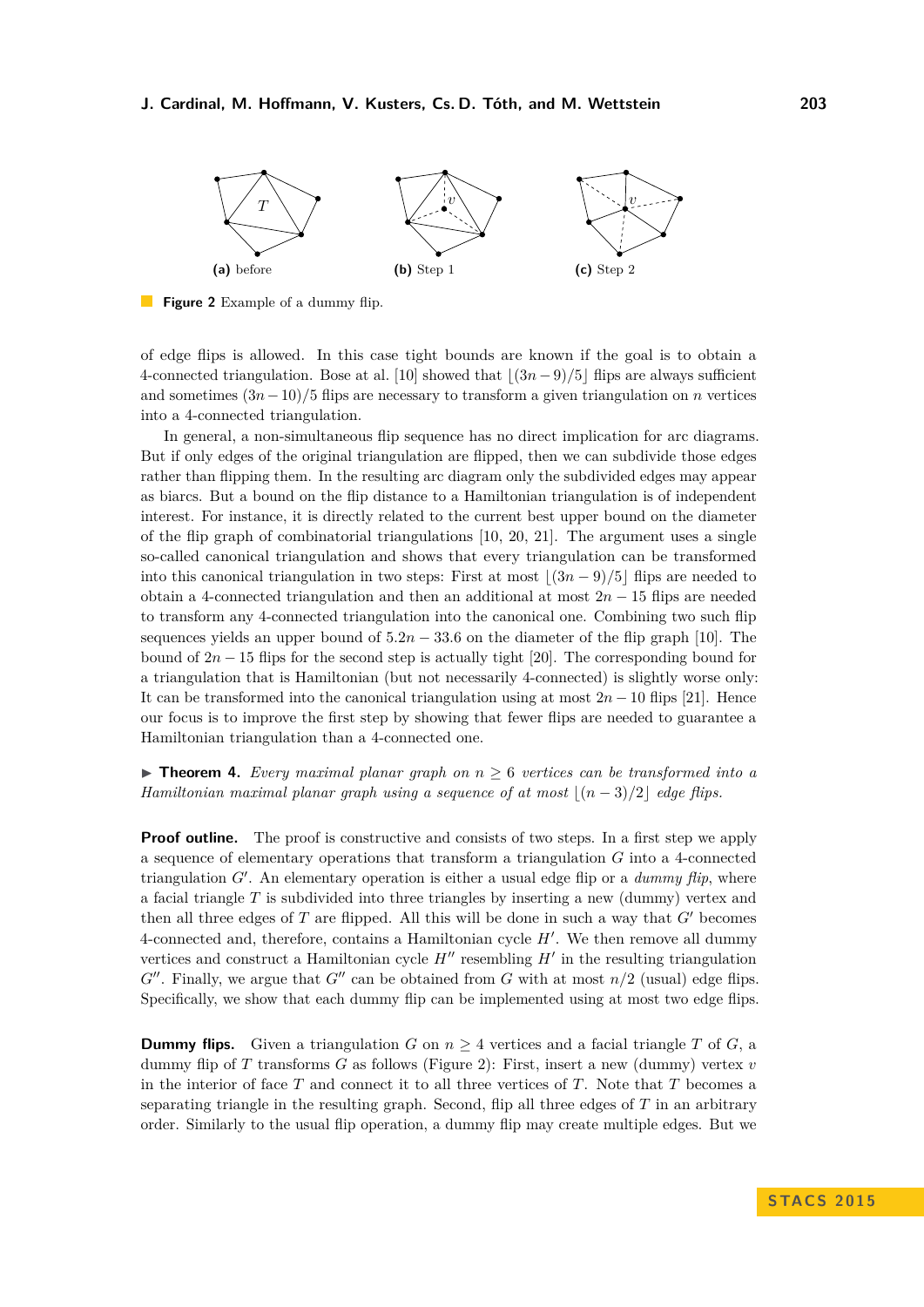(a) before (b) Step 1 (c) Step 2

**Figure 2** Example of a dummy flip.

of edge flips is allowed. In this case tight bounds are known if the goal is to obtain a 4-connected triangulation. Bose at al. [10] showed that $\lfloor (3n-9)/5 \rfloor$ flips are always sufficient and sometimes $(3n-10)/5$ flips are necessary to transform a given triangulation on $n$ vertices into a 4-connected triangulation.

In general, a non-simultaneous flip sequence has no direct implication for arc diagrams. But if only edges of the original triangulation are flipped, then we can subdivide those edges rather than flipping them. In the resulting arc diagram only the subdivided edges may appear as biarcs. But a bound on the flip distance to a Hamiltonian triangulation is of independent interest. For instance, it is directly related to the current best upper bound on the diameter of the flip graph of combinatorial triangulations [10, 20, 21]. The argument uses a single so-called canonical triangulation and shows that every triangulation can be transformed into this canonical triangulation in two steps: First at most $\lfloor (3n-9)/5 \rfloor$ flips are needed to obtain a 4-connected triangulation and then an additional at most $2n-15$ flips are needed to transform any 4-connected triangulation into the canonical one. Combining two such flip sequences yields an upper bound of $5.2n-33.6$ on the diameter of the flip graph [10]. The bound of $2n-15$ flips for the second step is actually tight [20]. The corresponding bound for a triangulation that is Hamiltonian (but not necessarily 4-connected) is slightly worse only: It can be transformed into the canonical triangulation using at most $2n-10$ flips [21]. Hence our focus is to improve the first step by showing that fewer flips are needed to guarantee a Hamiltonian triangulation than a 4-connected one.

▶ **Theorem 4.** *Every maximal planar graph on $n \geq 6$ vertices can be transformed into a Hamiltonian maximal planar graph using a sequence of at most $\lfloor (n-3)/2 \rfloor$ edge flips.*

**Proof outline.** The proof is constructive and consists of two steps. In a first step we apply a sequence of elementary operations that transform a triangulation $G$ into a 4-connected triangulation $G'$. An elementary operation is either a usual edge flip or a *dummy flip*, where a facial triangle $T$ is subdivided into three triangles by inserting a new (dummy) vertex and then all three edges of $T$ are flipped. All this will be done in such a way that $G'$ becomes 4-connected and, therefore, contains a Hamiltonian cycle $H'$. We then remove all dummy vertices and construct a Hamiltonian cycle $H''$ resembling $H'$ in the resulting triangulation $G''$. Finally, we argue that $G''$ can be obtained from $G$ with at most $n/2$ (usual) edge flips. Specifically, we show that each dummy flip can be implemented using at most two edge flips.

**Dummy flips.** Given a triangulation $G$ on $n \geq 4$ vertices and a facial triangle $T$ of $G$, a dummy flip of $T$ transforms $G$ as follows (Figure 2): First, insert a new (dummy) vertex $v$ in the interior of face $T$ and connect it to all three vertices of $T$. Note that $T$ becomes a separating triangle in the resulting graph. Second, flip all three edges of $T$ in an arbitrary order. Similarly to the usual flip operation, a dummy flip may create multiple edges. But we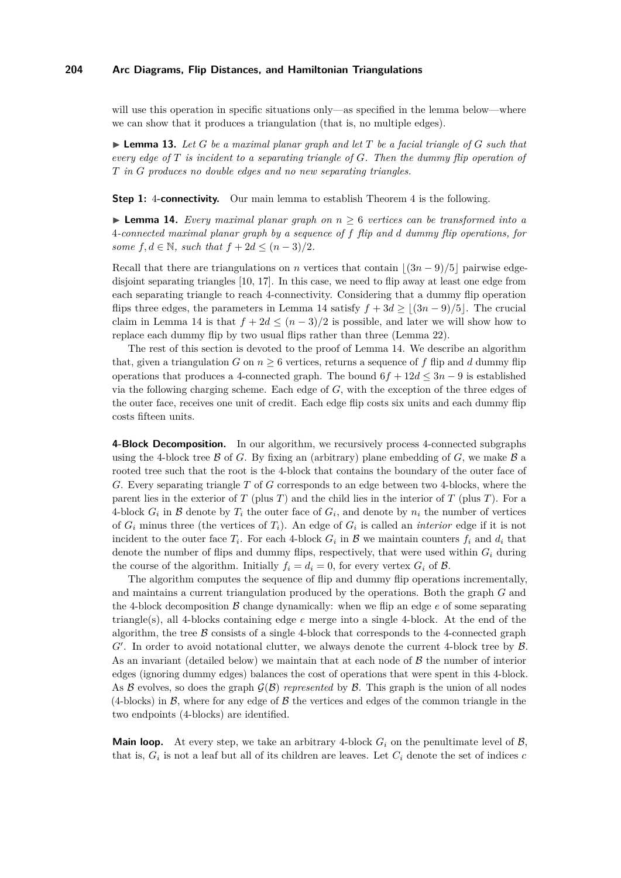will use this operation in specific situations only—as specified in the lemma below—where we can show that it produces a triangulation (that is, no multiple edges).

▶ **Lemma 13.** *Let $G$ be a maximal planar graph and let $T$ be a facial triangle of $G$ such that every edge of $T$ is incident to a separating triangle of $G$. Then the dummy flip operation of $T$ in $G$ produces no double edges and no new separating triangles.*

**Step 1: 4-connectivity.** Our main lemma to establish Theorem 4 is the following.

▶ **Lemma 14.** *Every maximal planar graph on $n \geq 6$ vertices can be transformed into a 4-connected maximal planar graph by a sequence of $f$ flip and $d$ dummy flip operations, for some $f, d \in \mathbb{N}$, such that $f + 2d \leq (n-3)/2$.*

Recall that there are triangulations on $n$ vertices that contain $\lfloor (3n-9)/5 \rfloor$ pairwise edge-disjoint separating triangles [10, 17]. In this case, we need to flip away at least one edge from each separating triangle to reach 4-connectivity. Considering that a dummy flip operation flips three edges, the parameters in Lemma 14 satisfy $f + 3d \geq \lfloor (3n-9)/5 \rfloor$. The crucial claim in Lemma 14 is that $f + 2d \leq (n-3)/2$ is possible, and later we will show how to replace each dummy flip by two usual flips rather than three (Lemma 22).

The rest of this section is devoted to the proof of Lemma 14. We describe an algorithm that, given a triangulation $G$ on $n \geq 6$ vertices, returns a sequence of $f$ flip and $d$ dummy flip operations that produces a 4-connected graph. The bound $6f + 12d \leq 3n - 9$ is established via the following charging scheme. Each edge of $G$, with the exception of the three edges of the outer face, receives one unit of credit. Each edge flip costs six units and each dummy flip costs fifteen units.

**4-Block Decomposition.** In our algorithm, we recursively process 4-connected subgraphs using the 4-block tree $\mathcal{B}$ of $G$. By fixing an (arbitrary) plane embedding of $G$, we make $\mathcal{B}$ a rooted tree such that the root is the 4-block that contains the boundary of the outer face of $G$. Every separating triangle $T$ of $G$ corresponds to an edge between two 4-blocks, where the parent lies in the exterior of $T$ (plus $T$) and the child lies in the interior of $T$ (plus $T$). For a 4-block $G_i$ in $\mathcal{B}$ denote by $T_i$ the outer face of $G_i$, and denote by $n_i$ the number of vertices of $G_i$ minus three (the vertices of $T_i$). An edge of $G_i$ is called an *interior* edge if it is not incident to the outer face $T_i$. For each 4-block $G_i$ in $\mathcal{B}$ we maintain counters $f_i$ and $d_i$ that denote the number of flips and dummy flips, respectively, that were used within $G_i$ during the course of the algorithm. Initially $f_i = d_i = 0$, for every vertex $G_i$ of $\mathcal{B}$.

The algorithm computes the sequence of flip and dummy flip operations incrementally, and maintains a current triangulation produced by the operations. Both the graph $G$ and the 4-block decomposition $\mathcal{B}$ change dynamically: when we flip an edge $e$ of some separating triangle(s), all 4-blocks containing edge $e$ merge into a single 4-block. At the end of the algorithm, the tree $\mathcal{B}$ consists of a single 4-block that corresponds to the 4-connected graph $G'$. In order to avoid notational clutter, we always denote the current 4-block tree by $\mathcal{B}$. As an invariant (detailed below) we maintain that at each node of $\mathcal{B}$ the number of interior edges (ignoring dummy edges) balances the cost of operations that were spent in this 4-block. As $\mathcal{B}$ evolves, so does the graph $\mathcal{G}(\mathcal{B})$ *represented* by $\mathcal{B}$. This graph is the union of all nodes (4-blocks) in $\mathcal{B}$, where for any edge of $\mathcal{B}$ the vertices and edges of the common triangle in the two endpoints (4-blocks) are identified.

**Main loop.** At every step, we take an arbitrary 4-block $G_i$ on the penultimate level of $\mathcal{B}$, that is, $G_i$ is not a leaf but all of its children are leaves. Let $C_i$ denote the set of indices $c$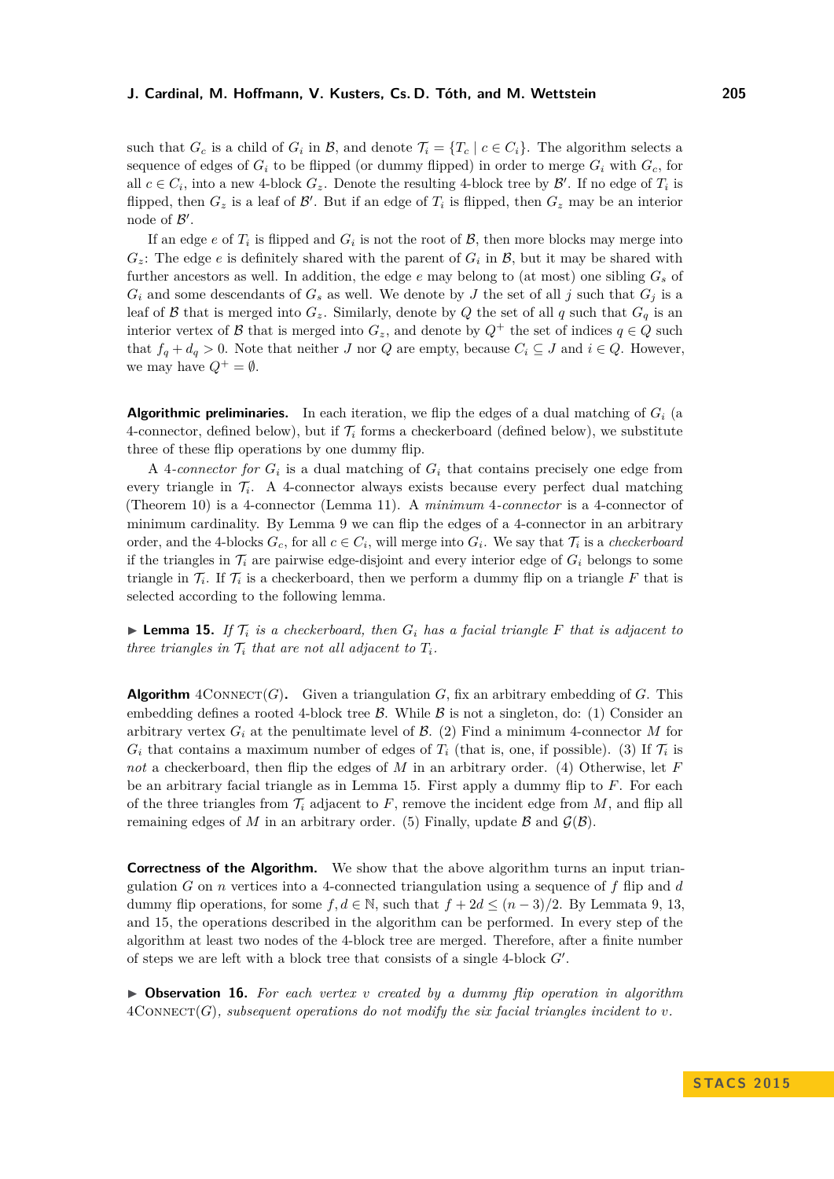such that $G_c$ is a child of $G_i$ in $\mathcal{B}$, and denote $\mathcal{T}_i = \{T_c \mid c \in C_i\}$. The algorithm selects a sequence of edges of $G_i$ to be flipped (or dummy flipped) in order to merge $G_i$ with $G_c$, for all $c \in C_i$, into a new 4-block $G_z$. Denote the resulting 4-block tree by $\mathcal{B}'$. If no edge of $T_i$ is flipped, then $G_z$ is a leaf of $\mathcal{B}'$. But if an edge of $T_i$ is flipped, then $G_z$ may be an interior node of $\mathcal{B}'$.

If an edge $e$ of $T_i$ is flipped and $G_i$ is not the root of $\mathcal{B}$, then more blocks may merge into $G_z$: The edge $e$ is definitely shared with the parent of $G_i$ in $\mathcal{B}$, but it may be shared with further ancestors as well. In addition, the edge $e$ may belong to (at most) one sibling $G_s$ of $G_i$ and some descendants of $G_s$ as well. We denote by $J$ the set of all $j$ such that $G_j$ is a leaf of $\mathcal{B}$ that is merged into $G_z$. Similarly, denote by $Q$ the set of all $q$ such that $G_q$ is an interior vertex of $\mathcal{B}$ that is merged into $G_z$, and denote by $Q^+$ the set of indices $q \in Q$ such that $f_q + d_q > 0$. Note that neither $J$ nor $Q$ are empty, because $C_i \subseteq J$ and $i \in Q$. However, we may have $Q^+ = \emptyset$.

**Algorithmic preliminaries.** In each iteration, we flip the edges of a dual matching of $G_i$ (a 4-connector, defined below), but if $\mathcal{T}_i$ forms a checkerboard (defined below), we substitute three of these flip operations by one dummy flip.

A *4-connector for* $G_i$ is a dual matching of $G_i$ that contains precisely one edge from every triangle in $\mathcal{T}_i$. A 4-connector always exists because every perfect dual matching (Theorem 10) is a 4-connector (Lemma 11). A *minimum 4-connector* is a 4-connector of minimum cardinality. By Lemma 9 we can flip the edges of a 4-connector in an arbitrary order, and the 4-blocks $G_c$, for all $c \in C_i$, will merge into $G_i$. We say that $\mathcal{T}_i$ is a *checkerboard* if the triangles in $\mathcal{T}_i$ are pairwise edge-disjoint and every interior edge of $G_i$ belongs to some triangle in $\mathcal{T}_i$. If $\mathcal{T}_i$ is a checkerboard, then we perform a dummy flip on a triangle $F$ that is selected according to the following lemma.

▶ **Lemma 15.** *If $\mathcal{T}_i$ is a checkerboard, then $G_i$ has a facial triangle $F$ that is adjacent to three triangles in $\mathcal{T}_i$ that are not all adjacent to $T_i$.*

**Algorithm** 4Connect($G$)**.** Given a triangulation $G$, fix an arbitrary embedding of $G$. This embedding defines a rooted 4-block tree $\mathcal{B}$. While $\mathcal{B}$ is not a singleton, do: (1) Consider an arbitrary vertex $G_i$ at the penultimate level of $\mathcal{B}$. (2) Find a minimum 4-connector $M$ for $G_i$ that contains a maximum number of edges of $T_i$ (that is, one, if possible). (3) If $\mathcal{T}_i$ is *not* a checkerboard, then flip the edges of $M$ in an arbitrary order. (4) Otherwise, let $F$ be an arbitrary facial triangle as in Lemma 15. First apply a dummy flip to $F$. For each of the three triangles from $\mathcal{T}_i$ adjacent to $F$, remove the incident edge from $M$, and flip all remaining edges of $M$ in an arbitrary order. (5) Finally, update $\mathcal{B}$ and $\mathcal{G}(\mathcal{B})$.

**Correctness of the Algorithm.** We show that the above algorithm turns an input triangulation $G$ on $n$ vertices into a 4-connected triangulation using a sequence of $f$ flip and $d$ dummy flip operations, for some $f, d \in \mathbb{N}$, such that $f + 2d \leq (n-3)/2$. By Lemmata 9, 13, and 15, the operations described in the algorithm can be performed. In every step of the algorithm at least two nodes of the 4-block tree are merged. Therefore, after a finite number of steps we are left with a block tree that consists of a single 4-block $G'$.

▶ **Observation 16.** *For each vertex $v$ created by a dummy flip operation in algorithm* 4Connect($G$)*, subsequent operations do not modify the six facial triangles incident to $v$.*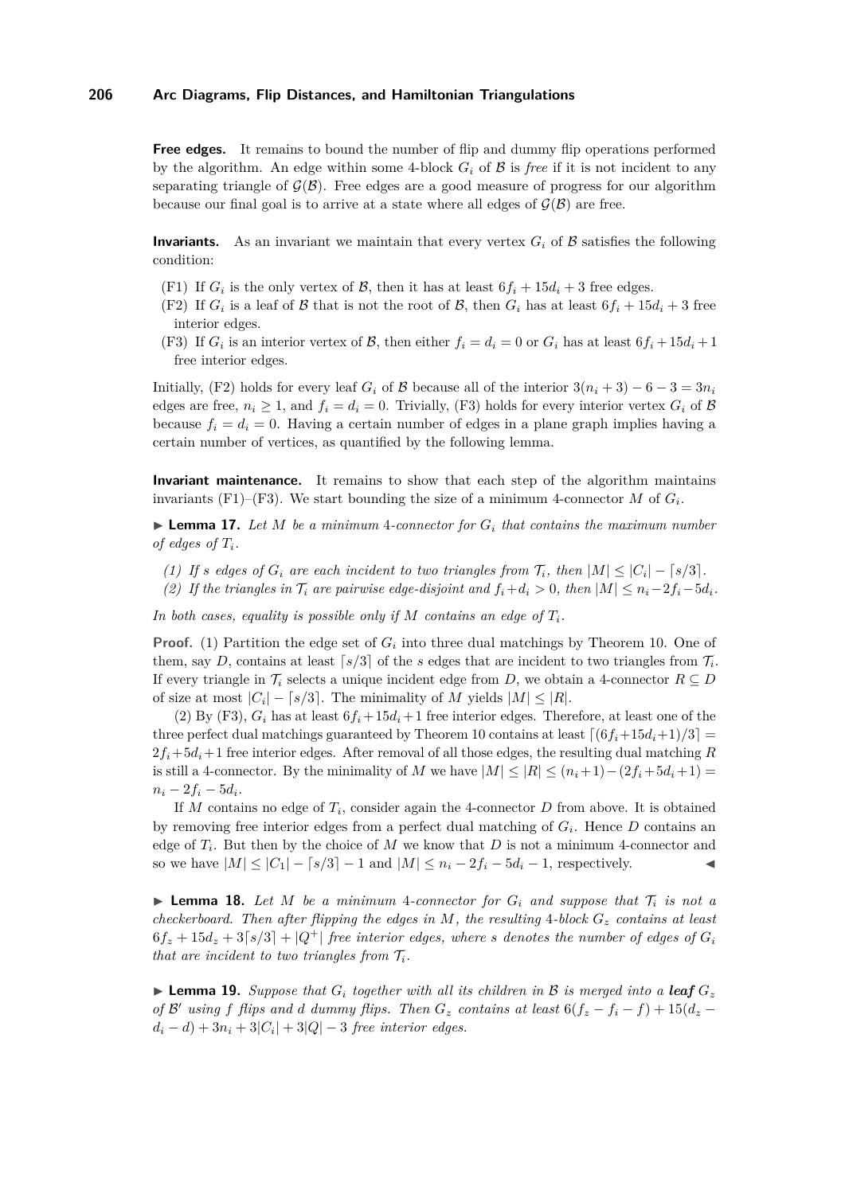**Free edges.** It remains to bound the number of flip and dummy flip operations performed by the algorithm. An edge within some 4-block $G_i$ of $\mathcal{B}$ is *free* if it is not incident to any separating triangle of $\mathcal{G}(\mathcal{B})$. Free edges are a good measure of progress for our algorithm because our final goal is to arrive at a state where all edges of $\mathcal{G}(\mathcal{B})$ are free.

**Invariants.** As an invariant we maintain that every vertex $G_i$ of $\mathcal{B}$ satisfies the following condition:

(F1) If $G_i$ is the only vertex of $\mathcal{B}$, then it has at least $6f_i + 15d_i + 3$ free edges.
(F2) If $G_i$ is a leaf of $\mathcal{B}$ that is not the root of $\mathcal{B}$, then $G_i$ has at least $6f_i + 15d_i + 3$ free interior edges.
(F3) If $G_i$ is an interior vertex of $\mathcal{B}$, then either $f_i = d_i = 0$ or $G_i$ has at least $6f_i + 15d_i + 1$ free interior edges.

Initially, (F2) holds for every leaf $G_i$ of $\mathcal{B}$ because all of the interior $3(n_i + 3) - 6 - 3 = 3n_i$ edges are free, $n_i \geq 1$, and $f_i = d_i = 0$. Trivially, (F3) holds for every interior vertex $G_i$ of $\mathcal{B}$ because $f_i = d_i = 0$. Having a certain number of edges in a plane graph implies having a certain number of vertices, as quantified by the following lemma.

**Invariant maintenance.** It remains to show that each step of the algorithm maintains invariants (F1)–(F3). We start bounding the size of a minimum 4-connector $M$ of $G_i$.

▶ **Lemma 17.** *Let $M$ be a minimum 4-connector for $G_i$ that contains the maximum number of edges of $T_i$.*

*(1) If $s$ edges of $G_i$ are each incident to two triangles from $\mathcal{T}_i$, then $|M| \leq |C_i| - \lceil s/3 \rceil$.*
*(2) If the triangles in $\mathcal{T}_i$ are pairwise edge-disjoint and $f_i + d_i > 0$, then $|M| \leq n_i - 2f_i - 5d_i$.*

*In both cases, equality is possible only if $M$ contains an edge of $T_i$.*

**Proof.** (1) Partition the edge set of $G_i$ into three dual matchings by Theorem 10. One of them, say $D$, contains at least $\lceil s/3 \rceil$ of the $s$ edges that are incident to two triangles from $\mathcal{T}_i$. If every triangle in $\mathcal{T}_i$ selects a unique incident edge from $D$, we obtain a 4-connector $R \subseteq D$ of size at most $|C_i| - \lceil s/3 \rceil$. The minimality of $M$ yields $|M| \leq |R|$.

(2) By (F3), $G_i$ has at least $6f_i + 15d_i + 1$ free interior edges. Therefore, at least one of the three perfect dual matchings guaranteed by Theorem 10 contains at least $\lceil (6f_i + 15d_i + 1)/3 \rceil = 2f_i + 5d_i + 1$ free interior edges. After removal of all those edges, the resulting dual matching $R$ is still a 4-connector. By the minimality of $M$ we have $|M| \leq |R| \leq (n_i + 1) - (2f_i + 5d_i + 1) = n_i - 2f_i - 5d_i$.

If $M$ contains no edge of $T_i$, consider again the 4-connector $D$ from above. It is obtained by removing free interior edges from a perfect dual matching of $G_i$. Hence $D$ contains an edge of $T_i$. But then by the choice of $M$ we know that $D$ is not a minimum 4-connector and so we have $|M| \leq |C_1| - \lceil s/3 \rceil - 1$ and $|M| \leq n_i - 2f_i - 5d_i - 1$, respectively. ◀

▶ **Lemma 18.** *Let $M$ be a minimum 4-connector for $G_i$ and suppose that $\mathcal{T}_i$ is not a checkerboard. Then after flipping the edges in $M$, the resulting 4-block $G_z$ contains at least $6f_z + 15d_z + 3\lceil s/3 \rceil + |Q^+|$ free interior edges, where $s$ denotes the number of edges of $G_i$ that are incident to two triangles from $\mathcal{T}_i$.*

▶ **Lemma 19.** *Suppose that $G_i$ together with all its children in $\mathcal{B}$ is merged into a **leaf** $G_z$ of $\mathcal{B}'$ using $f$ flips and $d$ dummy flips. Then $G_z$ contains at least $6(f_z - f_i - f) + 15(d_z - d_i - d) + 3n_i + 3|C_i| + 3|Q| - 3$ free interior edges.*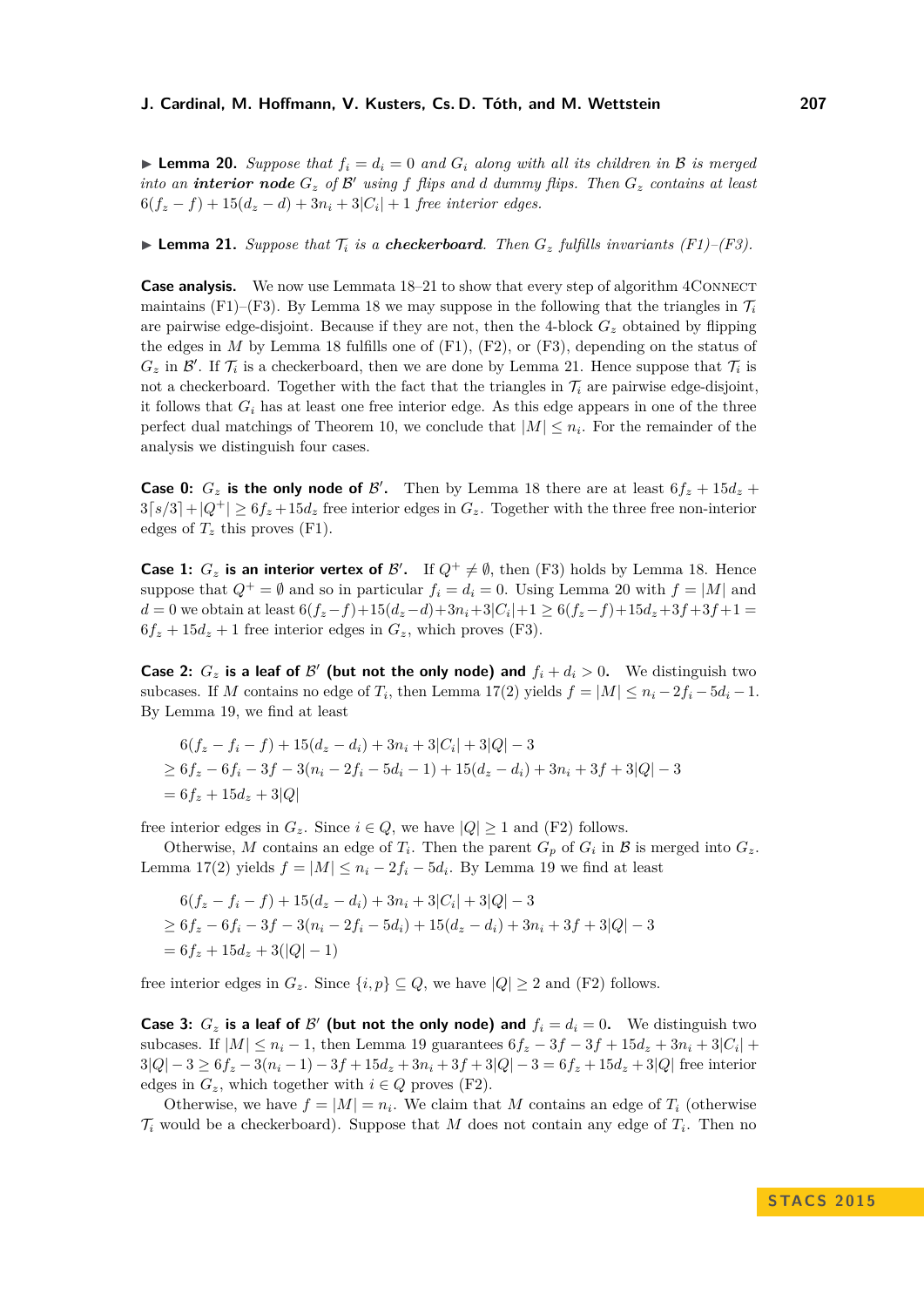▶ **Lemma 20.** *Suppose that $f_i = d_i = 0$ and $G_i$ along with all its children in $\mathcal{B}$ is merged into an* ***interior node*** *$G_z$ of $\mathcal{B}'$ using $f$ flips and $d$ dummy flips. Then $G_z$ contains at least $6(f_z - f) + 15(d_z - d) + 3n_i + 3|C_i| + 1$ free interior edges.*

▶ **Lemma 21.** *Suppose that $\mathcal{T}_i$ is a* ***checkerboard****. Then $G_z$ fulfills invariants (F1)–(F3).*

**Case analysis.** We now use Lemmata 18–21 to show that every step of algorithm 4Connect maintains (F1)–(F3). By Lemma 18 we may suppose in the following that the triangles in $\mathcal{T}_i$ are pairwise edge-disjoint. Because if they are not, then the 4-block $G_z$ obtained by flipping the edges in $M$ by Lemma 18 fulfills one of (F1), (F2), or (F3), depending on the status of $G_z$ in $\mathcal{B}'$. If $\mathcal{T}_i$ is a checkerboard, then we are done by Lemma 21. Hence suppose that $\mathcal{T}_i$ is not a checkerboard. Together with the fact that the triangles in $\mathcal{T}_i$ are pairwise edge-disjoint, it follows that $G_i$ has at least one free interior edge. As this edge appears in one of the three perfect dual matchings of Theorem 10, we conclude that $|M| \leq n_i$. For the remainder of the analysis we distinguish four cases.

**Case 0: $G_z$ is the only node of $\mathcal{B}'$.** Then by Lemma 18 there are at least $6f_z + 15d_z + 3\lceil s/3 \rceil + |Q^+| \geq 6f_z + 15d_z$ free interior edges in $G_z$. Together with the three free non-interior edges of $T_z$ this proves (F1).

**Case 1: $G_z$ is an interior vertex of $\mathcal{B}'$.** If $Q^+ \neq \emptyset$, then (F3) holds by Lemma 18. Hence suppose that $Q^+ = \emptyset$ and so in particular $f_i = d_i = 0$. Using Lemma 20 with $f = |M|$ and $d = 0$ we obtain at least $6(f_z - f) + 15(d_z - d) + 3n_i + 3|C_i| + 1 \geq 6(f_z - f) + 15d_z + 3f + 3f + 1 = 6f_z + 15d_z + 1$ free interior edges in $G_z$, which proves (F3).

**Case 2: $G_z$ is a leaf of $\mathcal{B}'$ (but not the only node) and $f_i + d_i > 0$.** We distinguish two subcases. If $M$ contains no edge of $T_i$, then Lemma 17(2) yields $f = |M| \leq n_i - 2f_i - 5d_i - 1$. By Lemma 19, we find at least

$$
\begin{aligned}
&6(f_z - f_i - f) + 15(d_z - d_i) + 3n_i + 3|C_i| + 3|Q| - 3 \\
\geq\ &6f_z - 6f_i - 3f - 3(n_i - 2f_i - 5d_i - 1) + 15(d_z - d_i) + 3n_i + 3f + 3|Q| - 3 \\
=\ &6f_z + 15d_z + 3|Q|
\end{aligned}
$$

free interior edges in $G_z$. Since $i \in Q$, we have $|Q| \geq 1$ and (F2) follows.

Otherwise, $M$ contains an edge of $T_i$. Then the parent $G_p$ of $G_i$ in $\mathcal{B}$ is merged into $G_z$. Lemma 17(2) yields $f = |M| \leq n_i - 2f_i - 5d_i$. By Lemma 19 we find at least

$$
\begin{aligned}
&6(f_z - f_i - f) + 15(d_z - d_i) + 3n_i + 3|C_i| + 3|Q| - 3 \\
\geq\ &6f_z - 6f_i - 3f - 3(n_i - 2f_i - 5d_i) + 15(d_z - d_i) + 3n_i + 3f + 3|Q| - 3 \\
=\ &6f_z + 15d_z + 3(|Q| - 1)
\end{aligned}
$$

free interior edges in $G_z$. Since $\{i, p\} \subseteq Q$, we have $|Q| \geq 2$ and (F2) follows.

**Case 3: $G_z$ is a leaf of $\mathcal{B}'$ (but not the only node) and $f_i = d_i = 0$.** We distinguish two subcases. If $|M| \leq n_i - 1$, then Lemma 19 guarantees $6f_z - 3f - 3f + 15d_z + 3n_i + 3|C_i| + 3|Q| - 3 \geq 6f_z - 3(n_i - 1) - 3f + 15d_z + 3n_i + 3f + 3|Q| - 3 = 6f_z + 15d_z + 3|Q|$ free interior edges in $G_z$, which together with $i \in Q$ proves (F2).

Otherwise, we have $f = |M| = n_i$. We claim that $M$ contains an edge of $T_i$ (otherwise $\mathcal{T}_i$ would be a checkerboard). Suppose that $M$ does not contain any edge of $T_i$. Then no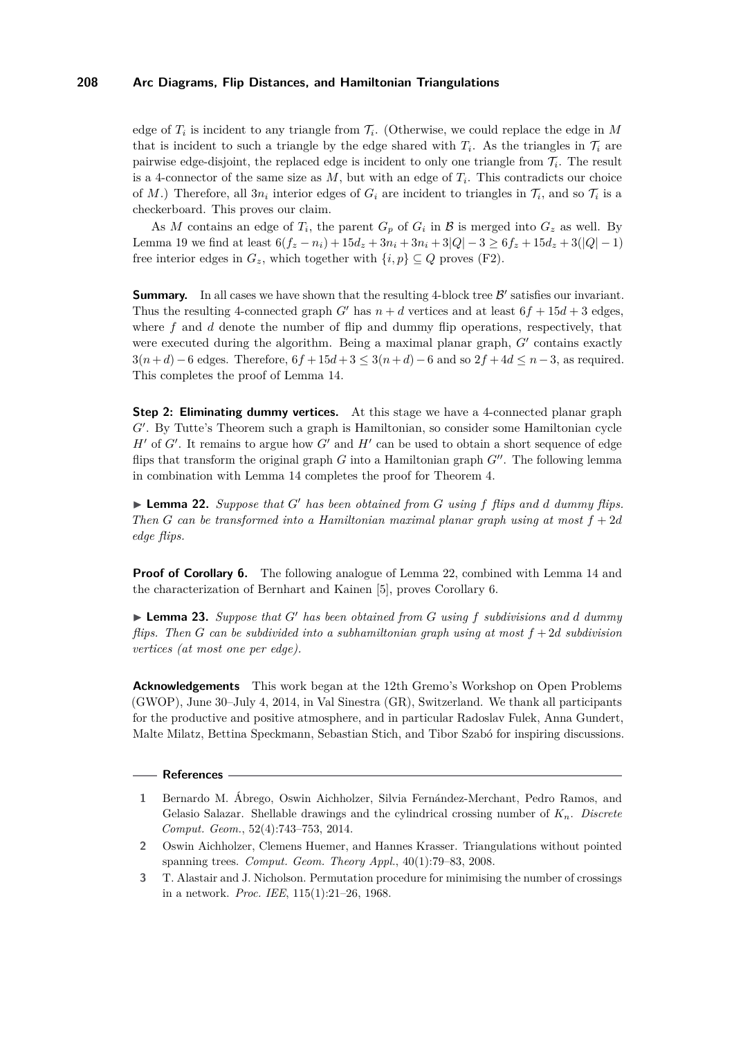edge of $T_i$ is incident to any triangle from $\mathcal{T}_i$. (Otherwise, we could replace the edge in $M$ that is incident to such a triangle by the edge shared with $T_i$. As the triangles in $\mathcal{T}_i$ are pairwise edge-disjoint, the replaced edge is incident to only one triangle from $\mathcal{T}_i$. The result is a 4-connector of the same size as $M$, but with an edge of $T_i$. This contradicts our choice of $M$.) Therefore, all $3n_i$ interior edges of $G_i$ are incident to triangles in $\mathcal{T}_i$, and so $\mathcal{T}_i$ is a checkerboard. This proves our claim.

As $M$ contains an edge of $T_i$, the parent $G_p$ of $G_i$ in $\mathcal{B}$ is merged into $G_z$ as well. By Lemma 19 we find at least $6(f_z - n_i) + 15d_z + 3n_i + 3n_i + 3|Q| - 3 \geq 6f_z + 15d_z + 3(|Q| - 1)$ free interior edges in $G_z$, which together with $\{i, p\} \subseteq Q$ proves (F2).

**Summary.** In all cases we have shown that the resulting 4-block tree $\mathcal{B}'$ satisfies our invariant. Thus the resulting 4-connected graph $G'$ has $n + d$ vertices and at least $6f + 15d + 3$ edges, where $f$ and $d$ denote the number of flip and dummy flip operations, respectively, that were executed during the algorithm. Being a maximal planar graph, $G'$ contains exactly $3(n+d) - 6$ edges. Therefore, $6f + 15d + 3 \leq 3(n+d) - 6$ and so $2f + 4d \leq n - 3$, as required. This completes the proof of Lemma 14.

**Step 2: Eliminating dummy vertices.** At this stage we have a 4-connected planar graph $G'$. By Tutte's Theorem such a graph is Hamiltonian, so consider some Hamiltonian cycle $H'$ of $G'$. It remains to argue how $G'$ and $H'$ can be used to obtain a short sequence of edge flips that transform the original graph $G$ into a Hamiltonian graph $G''$. The following lemma in combination with Lemma 14 completes the proof for Theorem 4.

► **Lemma 22.** *Suppose that $G'$ has been obtained from $G$ using $f$ flips and $d$ dummy flips. Then $G$ can be transformed into a Hamiltonian maximal planar graph using at most $f + 2d$ edge flips.*

**Proof of Corollary 6.** The following analogue of Lemma 22, combined with Lemma 14 and the characterization of Bernhart and Kainen [5], proves Corollary 6.

► **Lemma 23.** *Suppose that $G'$ has been obtained from $G$ using $f$ subdivisions and $d$ dummy flips. Then $G$ can be subdivided into a subhamiltonian graph using at most $f + 2d$ subdivision vertices (at most one per edge).*

**Acknowledgements** This work began at the 12th Gremo's Workshop on Open Problems (GWOP), June 30–July 4, 2014, in Val Sinestra (GR), Switzerland. We thank all participants for the productive and positive atmosphere, and in particular Radoslav Fulek, Anna Gundert, Malte Milatz, Bettina Speckmann, Sebastian Stich, and Tibor Szabó for inspiring discussions.

## References

1. Bernardo M. Ábrego, Oswin Aichholzer, Silvia Fernández-Merchant, Pedro Ramos, and Gelasio Salazar. Shellable drawings and the cylindrical crossing number of $K_n$. *Discrete Comput. Geom.*, 52(4):743–753, 2014.
2. Oswin Aichholzer, Clemens Huemer, and Hannes Krasser. Triangulations without pointed spanning trees. *Comput. Geom. Theory Appl.*, 40(1):79–83, 2008.
3. T. Alastair and J. Nicholson. Permutation procedure for minimising the number of crossings in a network. *Proc. IEE*, 115(1):21–26, 1968.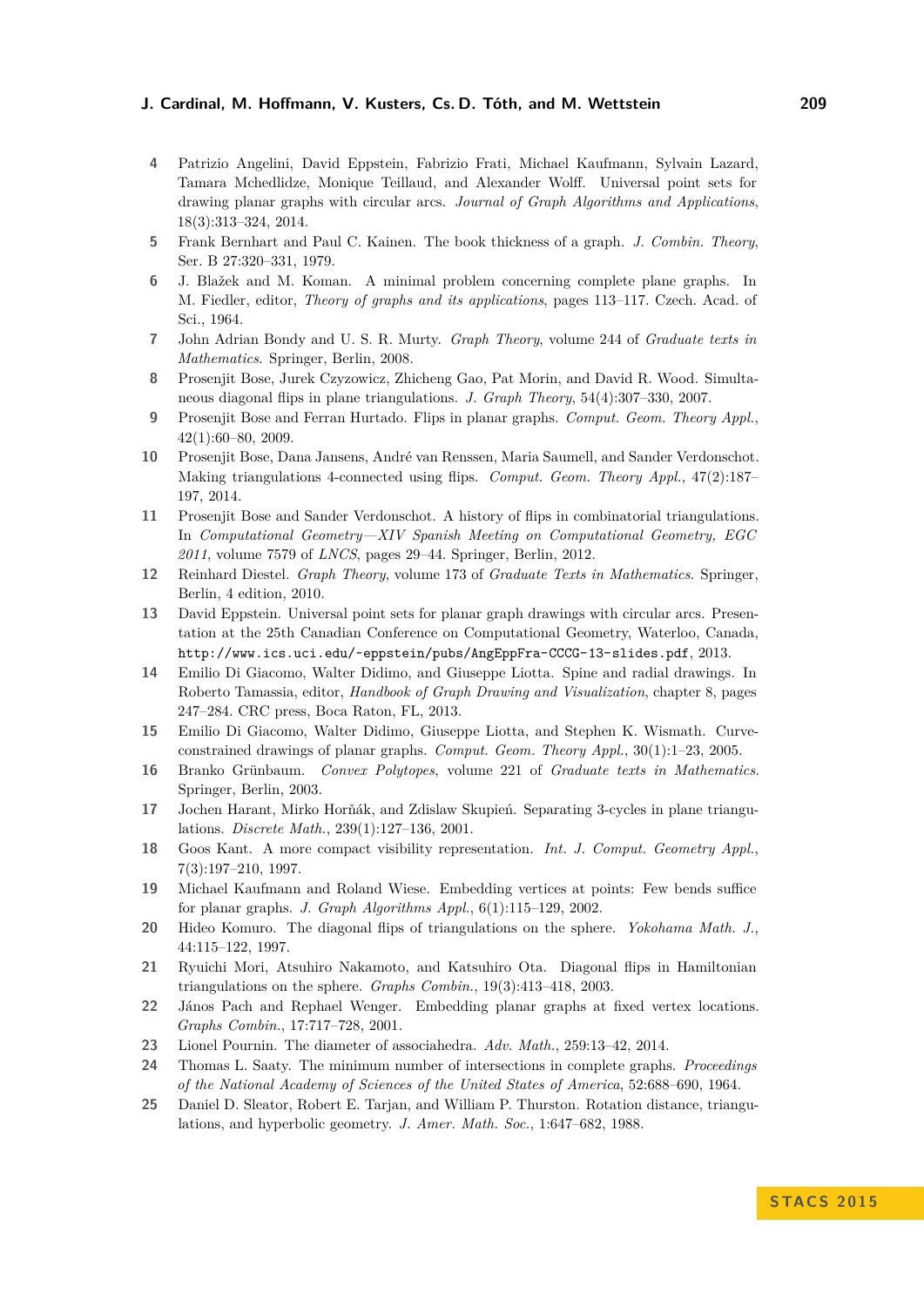4. Patrizio Angelini, David Eppstein, Fabrizio Frati, Michael Kaufmann, Sylvain Lazard, Tamara Mchedlidze, Monique Teillaud, and Alexander Wolff. Universal point sets for drawing planar graphs with circular arcs. *Journal of Graph Algorithms and Applications*, 18(3):313–324, 2014.
5. Frank Bernhart and Paul C. Kainen. The book thickness of a graph. *J. Combin. Theory*, Ser. B 27:320–331, 1979.
6. J. Blažek and M. Koman. A minimal problem concerning complete plane graphs. In M. Fiedler, editor, *Theory of graphs and its applications*, pages 113–117. Czech. Acad. of Sci., 1964.
7. John Adrian Bondy and U. S. R. Murty. *Graph Theory*, volume 244 of *Graduate texts in Mathematics*. Springer, Berlin, 2008.
8. Prosenjit Bose, Jurek Czyzowicz, Zhicheng Gao, Pat Morin, and David R. Wood. Simultaneous diagonal flips in plane triangulations. *J. Graph Theory*, 54(4):307–330, 2007.
9. Prosenjit Bose and Ferran Hurtado. Flips in planar graphs. *Comput. Geom. Theory Appl.*, 42(1):60–80, 2009.
10. Prosenjit Bose, Dana Jansens, André van Renssen, Maria Saumell, and Sander Verdonschot. Making triangulations 4-connected using flips. *Comput. Geom. Theory Appl.*, 47(2):187–197, 2014.
11. Prosenjit Bose and Sander Verdonschot. A history of flips in combinatorial triangulations. In *Computational Geometry—XIV Spanish Meeting on Computational Geometry, EGC 2011*, volume 7579 of *LNCS*, pages 29–44. Springer, Berlin, 2012.
12. Reinhard Diestel. *Graph Theory*, volume 173 of *Graduate Texts in Mathematics*. Springer, Berlin, 4 edition, 2010.
13. David Eppstein. Universal point sets for planar graph drawings with circular arcs. Presentation at the 25th Canadian Conference on Computational Geometry, Waterloo, Canada, `http://www.ics.uci.edu/~eppstein/pubs/AngEppFra-CCCG-13-slides.pdf`, 2013.
14. Emilio Di Giacomo, Walter Didimo, and Giuseppe Liotta. Spine and radial drawings. In Roberto Tamassia, editor, *Handbook of Graph Drawing and Visualization*, chapter 8, pages 247–284. CRC press, Boca Raton, FL, 2013.
15. Emilio Di Giacomo, Walter Didimo, Giuseppe Liotta, and Stephen K. Wismath. Curve-constrained drawings of planar graphs. *Comput. Geom. Theory Appl.*, 30(1):1–23, 2005.
16. Branko Grünbaum. *Convex Polytopes*, volume 221 of *Graduate texts in Mathematics*. Springer, Berlin, 2003.
17. Jochen Harant, Mirko Horňák, and Zdislaw Skupień. Separating 3-cycles in plane triangulations. *Discrete Math.*, 239(1):127–136, 2001.
18. Goos Kant. A more compact visibility representation. *Int. J. Comput. Geometry Appl.*, 7(3):197–210, 1997.
19. Michael Kaufmann and Roland Wiese. Embedding vertices at points: Few bends suffice for planar graphs. *J. Graph Algorithms Appl.*, 6(1):115–129, 2002.
20. Hideo Komuro. The diagonal flips of triangulations on the sphere. *Yokohama Math. J.*, 44:115–122, 1997.
21. Ryuichi Mori, Atsuhiro Nakamoto, and Katsuhiro Ota. Diagonal flips in Hamiltonian triangulations on the sphere. *Graphs Combin.*, 19(3):413–418, 2003.
22. János Pach and Rephael Wenger. Embedding planar graphs at fixed vertex locations. *Graphs Combin.*, 17:717–728, 2001.
23. Lionel Pournin. The diameter of associahedra. *Adv. Math.*, 259:13–42, 2014.
24. Thomas L. Saaty. The minimum number of intersections in complete graphs. *Proceedings of the National Academy of Sciences of the United States of America*, 52:688–690, 1964.
25. Daniel D. Sleator, Robert E. Tarjan, and William P. Thurston. Rotation distance, triangulations, and hyperbolic geometry. *J. Amer. Math. Soc.*, 1:647–682, 1988.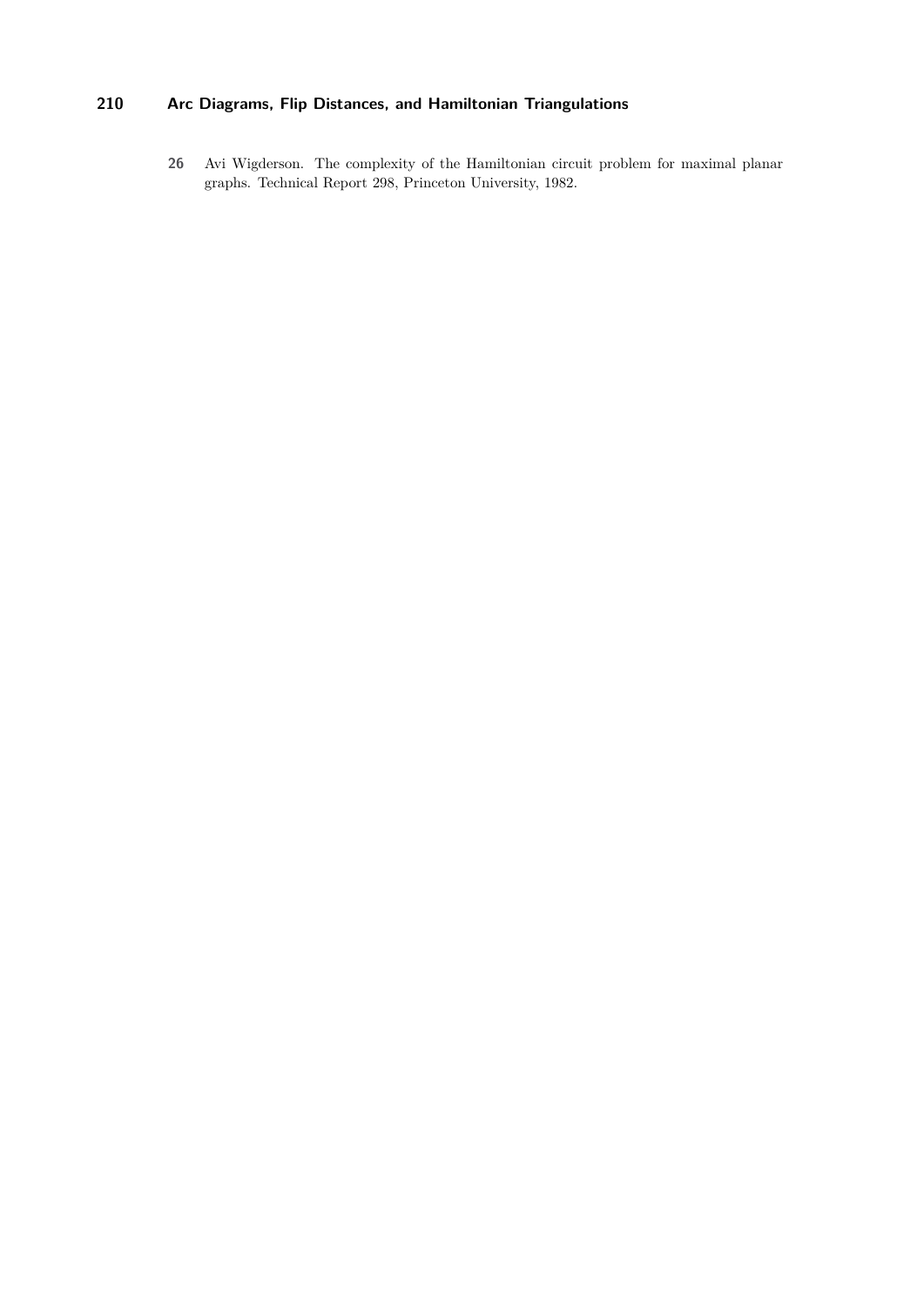26 Avi Wigderson. The complexity of the Hamiltonian circuit problem for maximal planar graphs. Technical Report 298, Princeton University, 1982.